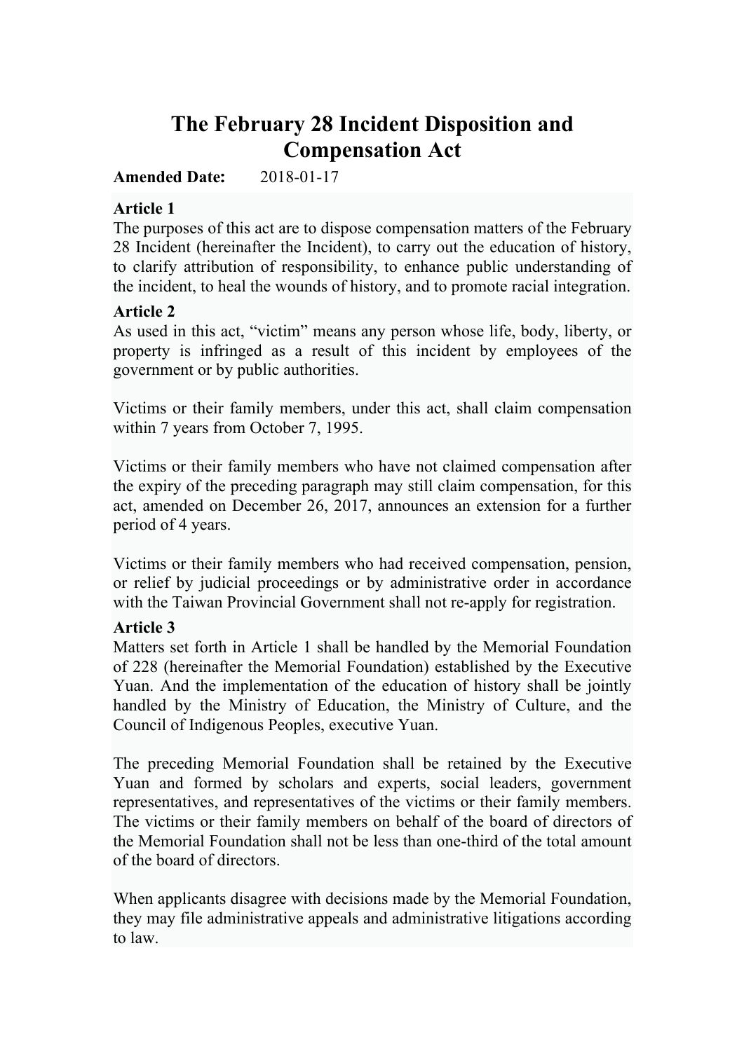# The February 28 Incident Disposition and Compensation Act

**Amended Date:** 2018-01-17

**Article 1**

The purposes of this act are to dispose compensation matters of the February 28 Incident (hereinafter the Incident), to carry out the education of history, to clarify attribution of responsibility, to enhance public understanding of the incident, to heal the wounds of history, and to promote racial integration.

**Article 2**

As used in this act, “victim” means any person whose life, body, liberty, or property is infringed as a result of this incident by employees of the government or by public authorities.

Victims or their family members, under this act, shall claim compensation within 7 years from October 7, 1995.

Victims or their family members who have not claimed compensation after the expiry of the preceding paragraph may still claim compensation, for this act, amended on December 26, 2017, announces an extension for a further period of 4 years.

Victims or their family members who had received compensation, pension, or relief by judicial proceedings or by administrative order in accordance with the Taiwan Provincial Government shall not re-apply for registration.

**Article 3**

Matters set forth in Article 1 shall be handled by the Memorial Foundation of 228 (hereinafter the Memorial Foundation) established by the Executive Yuan. And the implementation of the education of history shall be jointly handled by the Ministry of Education, the Ministry of Culture, and the Council of Indigenous Peoples, executive Yuan.

The preceding Memorial Foundation shall be retained by the Executive Yuan and formed by scholars and experts, social leaders, government representatives, and representatives of the victims or their family members. The victims or their family members on behalf of the board of directors of the Memorial Foundation shall not be less than one-third of the total amount of the board of directors.

When applicants disagree with decisions made by the Memorial Foundation, they may file administrative appeals and administrative litigations according to law.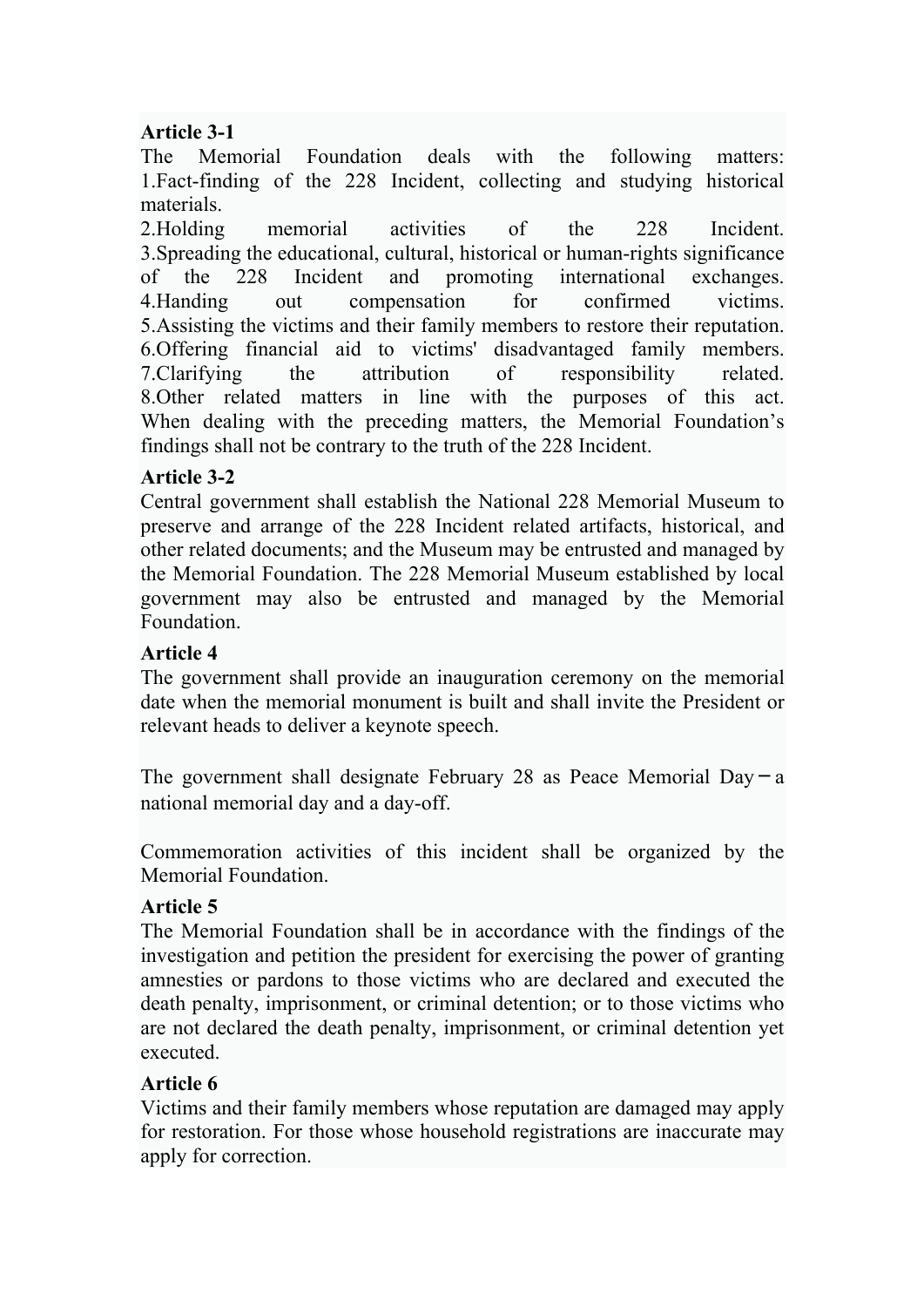**Article 3-1**

The Memorial Foundation deals with the following matters:
1.Fact-finding of the 228 Incident, collecting and studying historical materials.
2.Holding memorial activities of the 228 Incident.
3.Spreading the educational, cultural, historical or human-rights significance of the 228 Incident and promoting international exchanges.
4.Handing out compensation for confirmed victims.
5.Assisting the victims and their family members to restore their reputation.
6.Offering financial aid to victims' disadvantaged family members.
7.Clarifying the attribution of responsibility related.
8.Other related matters in line with the purposes of this act.
When dealing with the preceding matters, the Memorial Foundation’s findings shall not be contrary to the truth of the 228 Incident.

**Article 3-2**

Central government shall establish the National 228 Memorial Museum to preserve and arrange of the 228 Incident related artifacts, historical, and other related documents; and the Museum may be entrusted and managed by the Memorial Foundation. The 228 Memorial Museum established by local government may also be entrusted and managed by the Memorial Foundation.

**Article 4**

The government shall provide an inauguration ceremony on the memorial date when the memorial monument is built and shall invite the President or relevant heads to deliver a keynote speech.

The government shall designate February 28 as Peace Memorial Day－a national memorial day and a day-off.

Commemoration activities of this incident shall be organized by the Memorial Foundation.

**Article 5**

The Memorial Foundation shall be in accordance with the findings of the investigation and petition the president for exercising the power of granting amnesties or pardons to those victims who are declared and executed the death penalty, imprisonment, or criminal detention; or to those victims who are not declared the death penalty, imprisonment, or criminal detention yet executed.

**Article 6**

Victims and their family members whose reputation are damaged may apply for restoration. For those whose household registrations are inaccurate may apply for correction.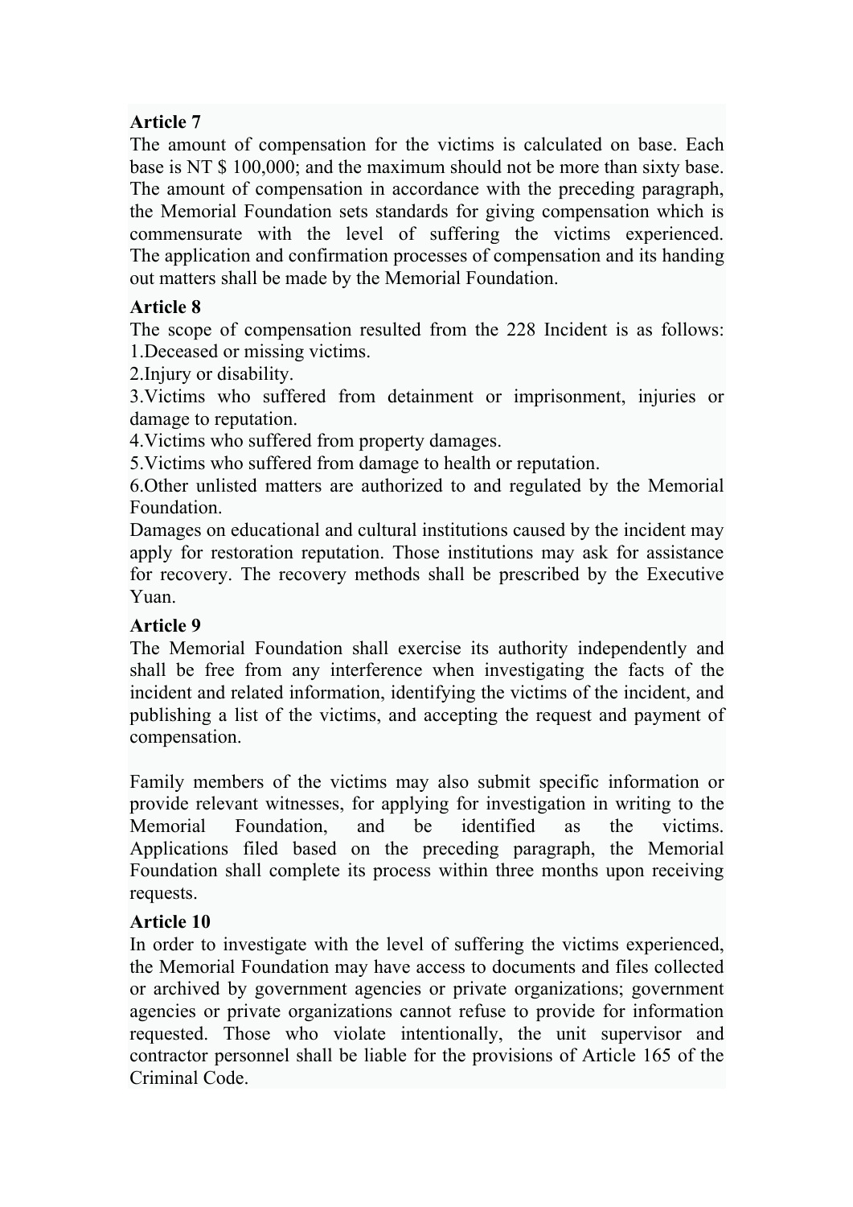**Article 7**

The amount of compensation for the victims is calculated on base. Each base is NT $ 100,000; and the maximum should not be more than sixty base. The amount of compensation in accordance with the preceding paragraph, the Memorial Foundation sets standards for giving compensation which is commensurate with the level of suffering the victims experienced. The application and confirmation processes of compensation and its handing out matters shall be made by the Memorial Foundation.

**Article 8**

The scope of compensation resulted from the 228 Incident is as follows:

1.Deceased or missing victims.

2.Injury or disability.

3.Victims who suffered from detainment or imprisonment, injuries or damage to reputation.

4.Victims who suffered from property damages.

5.Victims who suffered from damage to health or reputation.

6.Other unlisted matters are authorized to and regulated by the Memorial Foundation.

Damages on educational and cultural institutions caused by the incident may apply for restoration reputation. Those institutions may ask for assistance for recovery. The recovery methods shall be prescribed by the Executive Yuan.

**Article 9**

The Memorial Foundation shall exercise its authority independently and shall be free from any interference when investigating the facts of the incident and related information, identifying the victims of the incident, and publishing a list of the victims, and accepting the request and payment of compensation.

Family members of the victims may also submit specific information or provide relevant witnesses, for applying for investigation in writing to the Memorial Foundation, and be identified as the victims. Applications filed based on the preceding paragraph, the Memorial Foundation shall complete its process within three months upon receiving requests.

**Article 10**

In order to investigate with the level of suffering the victims experienced, the Memorial Foundation may have access to documents and files collected or archived by government agencies or private organizations; government agencies or private organizations cannot refuse to provide for information requested. Those who violate intentionally, the unit supervisor and contractor personnel shall be liable for the provisions of Article 165 of the Criminal Code.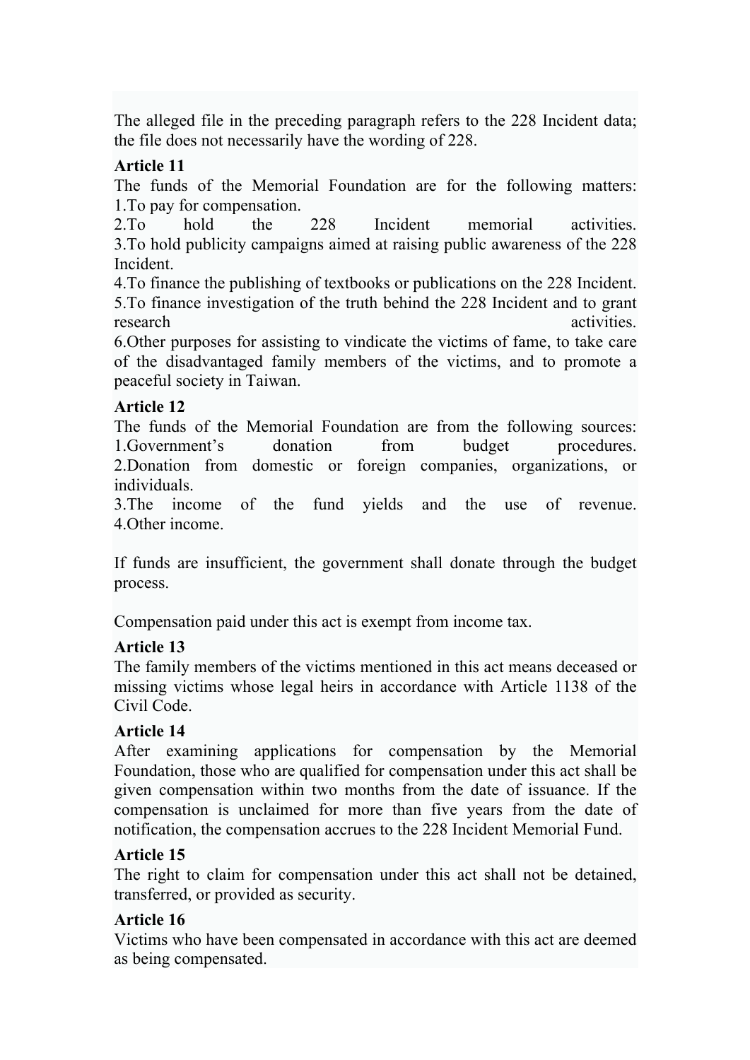The alleged file in the preceding paragraph refers to the 228 Incident data; the file does not necessarily have the wording of 228.

**Article 11**

The funds of the Memorial Foundation are for the following matters:

1.To pay for compensation.

2.To hold the 228 Incident memorial activities.

3.To hold publicity campaigns aimed at raising public awareness of the 228 Incident.

4.To finance the publishing of textbooks or publications on the 228 Incident.

5.To finance investigation of the truth behind the 228 Incident and to grant research activities.

6.Other purposes for assisting to vindicate the victims of fame, to take care of the disadvantaged family members of the victims, and to promote a peaceful society in Taiwan.

**Article 12**

The funds of the Memorial Foundation are from the following sources:

1.Government's donation from budget procedures.

2.Donation from domestic or foreign companies, organizations, or individuals.

3.The income of the fund yields and the use of revenue.

4.Other income.

If funds are insufficient, the government shall donate through the budget process.

Compensation paid under this act is exempt from income tax.

**Article 13**

The family members of the victims mentioned in this act means deceased or missing victims whose legal heirs in accordance with Article 1138 of the Civil Code.

**Article 14**

After examining applications for compensation by the Memorial Foundation, those who are qualified for compensation under this act shall be given compensation within two months from the date of issuance. If the compensation is unclaimed for more than five years from the date of notification, the compensation accrues to the 228 Incident Memorial Fund.

**Article 15**

The right to claim for compensation under this act shall not be detained, transferred, or provided as security.

**Article 16**

Victims who have been compensated in accordance with this act are deemed as being compensated.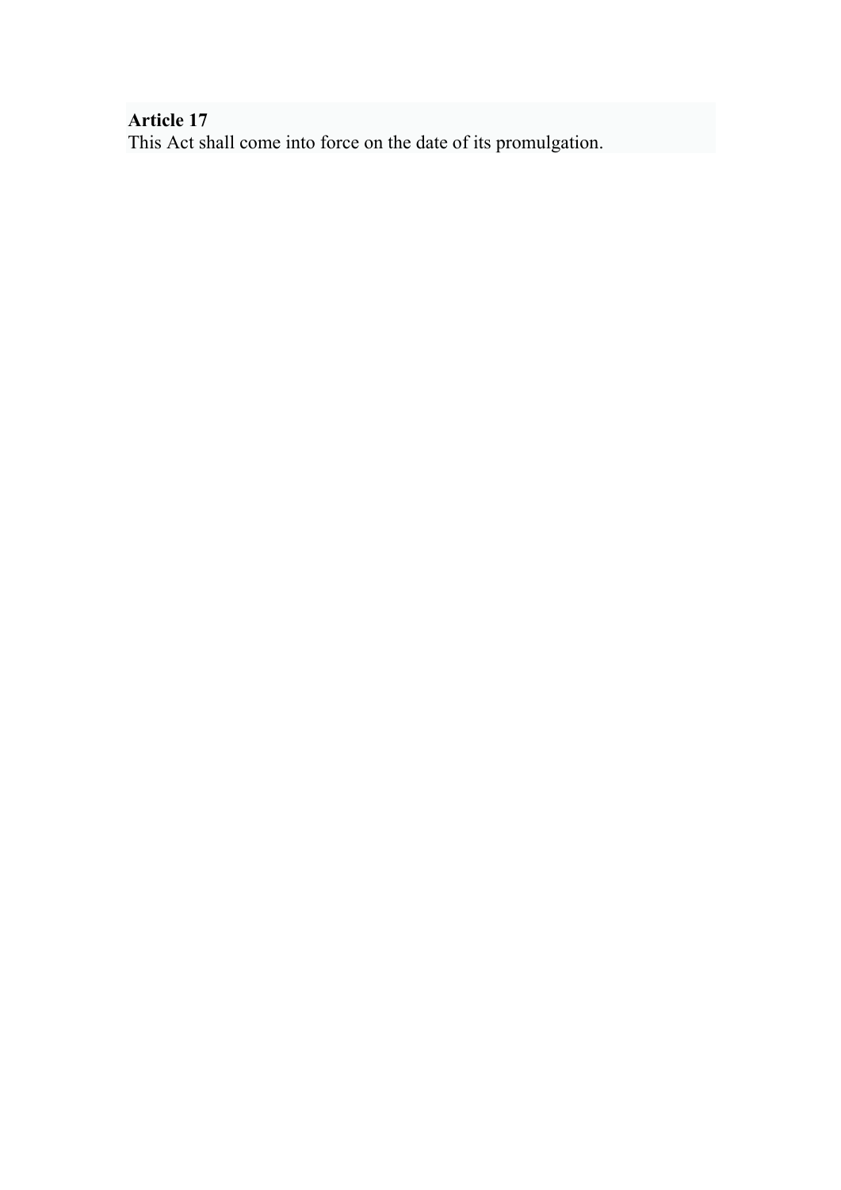**Article 17**
This Act shall come into force on the date of its promulgation.